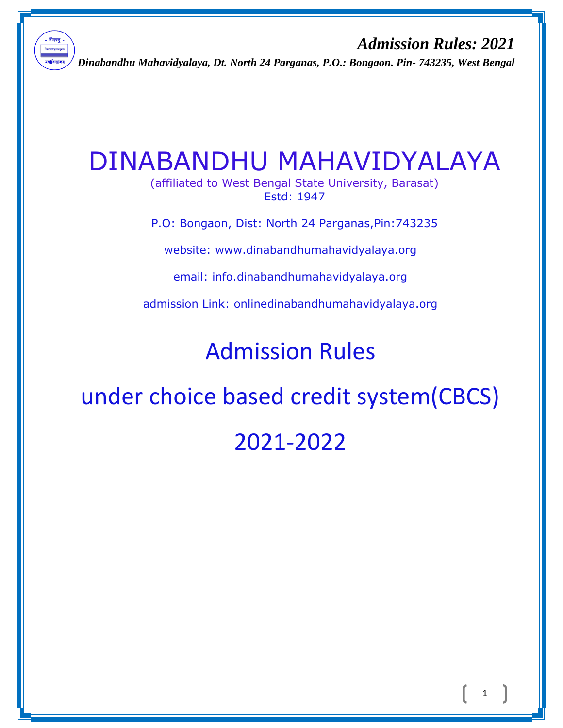# DINABANDHU MAHAVIDYALAYA

(affiliated to West Bengal State University, Barasat)
Estd: 1947

P.O: Bongaon, Dist: North 24 Parganas,Pin:743235

website: www.dinabandhumahavidyalaya.org

email: info.dinabandhumahavidyalaya.org

admission Link: onlinedinabandhumahavidyalaya.org

## Admission Rules

## under choice based credit system(CBCS)

## 2021-2022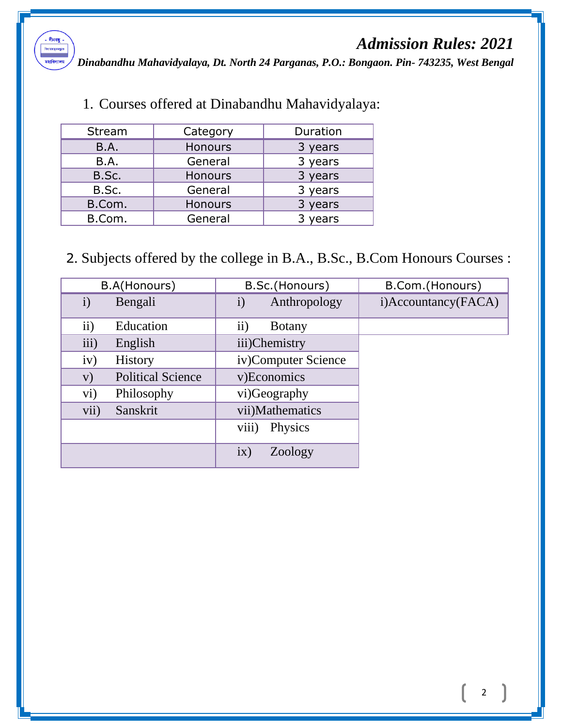1. Courses offered at Dinabandhu Mahavidyalaya:

| Stream | Category | Duration |
|---|---|---|
| B.A. | Honours | 3 years |
| B.A. | General | 3 years |
| B.Sc. | Honours | 3 years |
| B.Sc. | General | 3 years |
| B.Com. | Honours | 3 years |
| B.Com. | General | 3 years |

2. Subjects offered by the college in B.A., B.Sc., B.Com Honours Courses :

| B.A(Honours) | B.Sc.(Honours) | B.Com.(Honours) |
|---|---|---|
| i) Bengali | i) Anthropology | i)Accountancy(FACA) |
| ii) Education | ii) Botany | |
| iii) English | iii)Chemistry | |
| iv) History | iv)Computer Science | |
| v) Political Science | v)Economics | |
| vi) Philosophy | vi)Geography | |
| vii) Sanskrit | vii)Mathematics | |
| | viii) Physics | |
| | ix) Zoology | |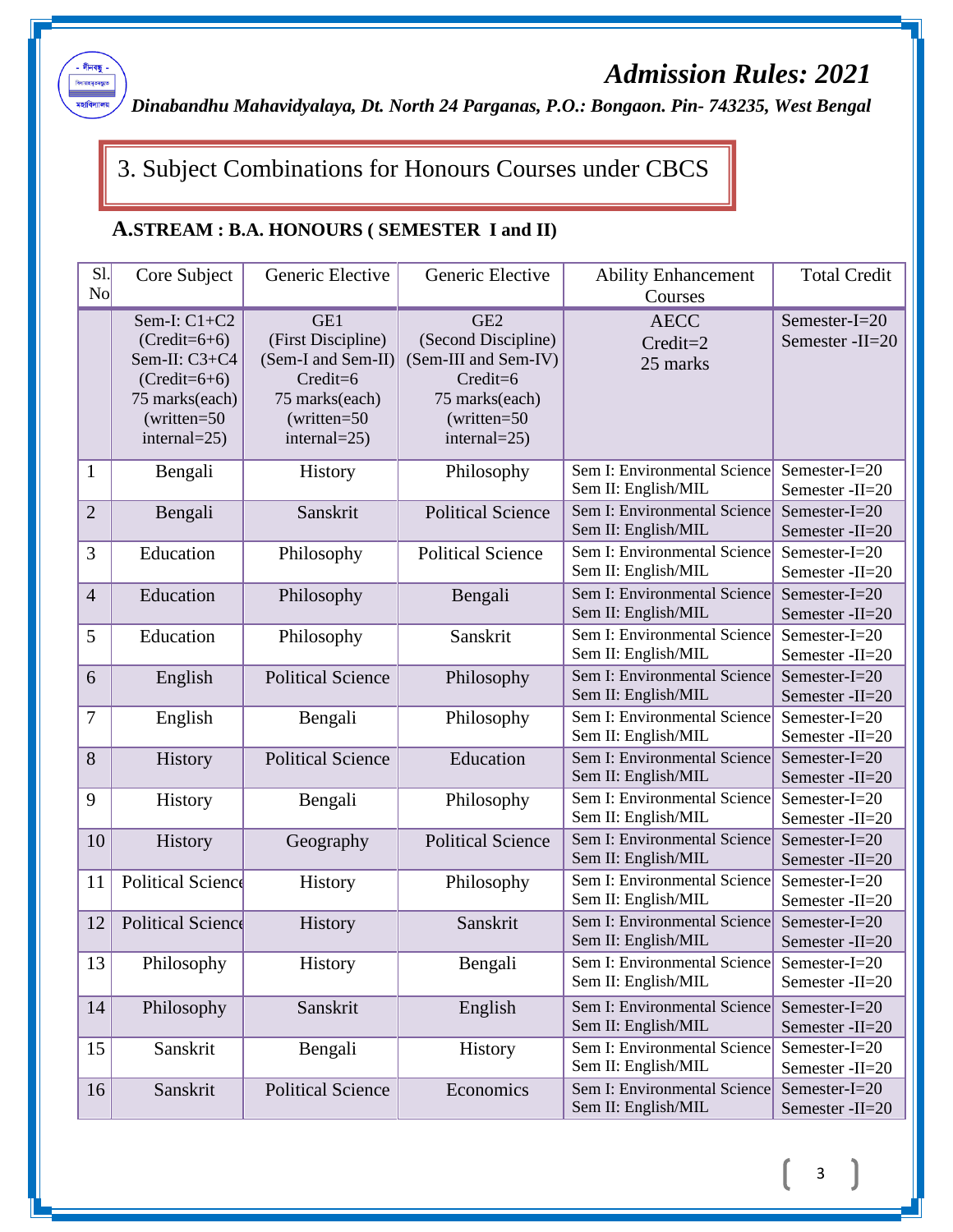# *Admission Rules: 2021*

***Dinabandhu Mahavidyalaya, Dt. North 24 Parganas, P.O.: Bongaon. Pin- 743235, West Bengal***

## 3. Subject Combinations for Honours Courses under CBCS

### A.STREAM : B.A. HONOURS ( SEMESTER I and II)

| Sl. No | Core Subject | Generic Elective | Generic Elective | Ability Enhancement Courses | Total Credit |
|---|---|---|---|---|---|
| | Sem-I: C1+C2 (Credit=6+6) Sem-II: C3+C4 (Credit=6+6) 75 marks(each) (written=50 internal=25) | GE1 (First Discipline) (Sem-I and Sem-II) Credit=6 75 marks(each) (written=50 internal=25) | GE2 (Second Discipline) (Sem-III and Sem-IV) Credit=6 75 marks(each) (written=50 internal=25) | AECC Credit=2 25 marks | Semester-I=20 Semester -II=20 |
| 1 | Bengali | History | Philosophy | Sem I: Environmental Science Sem II: English/MIL | Semester-I=20 Semester -II=20 |
| 2 | Bengali | Sanskrit | Political Science | Sem I: Environmental Science Sem II: English/MIL | Semester-I=20 Semester -II=20 |
| 3 | Education | Philosophy | Political Science | Sem I: Environmental Science Sem II: English/MIL | Semester-I=20 Semester -II=20 |
| 4 | Education | Philosophy | Bengali | Sem I: Environmental Science Sem II: English/MIL | Semester-I=20 Semester -II=20 |
| 5 | Education | Philosophy | Sanskrit | Sem I: Environmental Science Sem II: English/MIL | Semester-I=20 Semester -II=20 |
| 6 | English | Political Science | Philosophy | Sem I: Environmental Science Sem II: English/MIL | Semester-I=20 Semester -II=20 |
| 7 | English | Bengali | Philosophy | Sem I: Environmental Science Sem II: English/MIL | Semester-I=20 Semester -II=20 |
| 8 | History | Political Science | Education | Sem I: Environmental Science Sem II: English/MIL | Semester-I=20 Semester -II=20 |
| 9 | History | Bengali | Philosophy | Sem I: Environmental Science Sem II: English/MIL | Semester-I=20 Semester -II=20 |
| 10 | History | Geography | Political Science | Sem I: Environmental Science Sem II: English/MIL | Semester-I=20 Semester -II=20 |
| 11 | Political Science | History | Philosophy | Sem I: Environmental Science Sem II: English/MIL | Semester-I=20 Semester -II=20 |
| 12 | Political Science | History | Sanskrit | Sem I: Environmental Science Sem II: English/MIL | Semester-I=20 Semester -II=20 |
| 13 | Philosophy | History | Bengali | Sem I: Environmental Science Sem II: English/MIL | Semester-I=20 Semester -II=20 |
| 14 | Philosophy | Sanskrit | English | Sem I: Environmental Science Sem II: English/MIL | Semester-I=20 Semester -II=20 |
| 15 | Sanskrit | Bengali | History | Sem I: Environmental Science Sem II: English/MIL | Semester-I=20 Semester -II=20 |
| 16 | Sanskrit | Political Science | Economics | Sem I: Environmental Science Sem II: English/MIL | Semester-I=20 Semester -II=20 |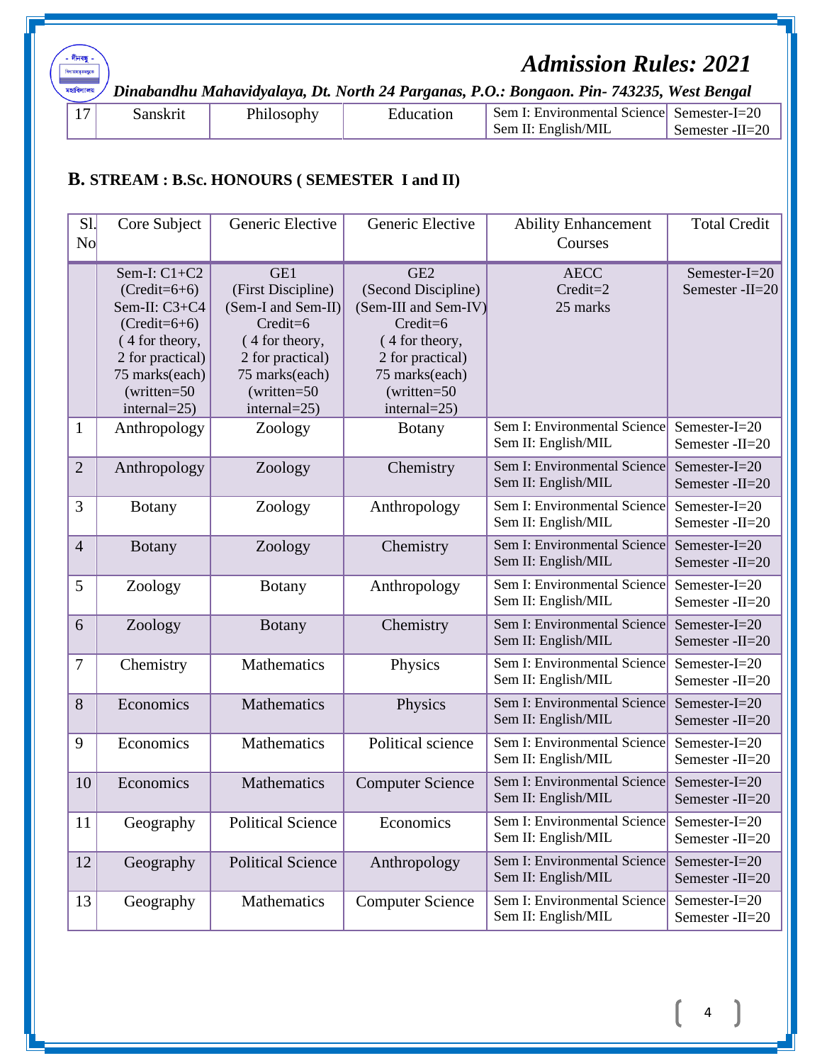| 17 | Sanskrit | Philosophy | Education | Sem I: Environmental Science<br>Sem II: English/MIL | Semester-I=20<br>Semester -II=20 |
|---|---|---|---|---|---|

## B. STREAM : B.Sc. HONOURS ( SEMESTER I and II)

| Sl. No | Core Subject | Generic Elective | Generic Elective | Ability Enhancement Courses | Total Credit |
|---|---|---|---|---|---|
| | Sem-I: C1+C2 (Credit=6+6) Sem-II: C3+C4 (Credit=6+6) ( 4 for theory, 2 for practical) 75 marks(each) (written=50 internal=25) | GE1 (First Discipline) (Sem-I and Sem-II) Credit=6 ( 4 for theory, 2 for practical) 75 marks(each) (written=50 internal=25) | GE2 (Second Discipline) (Sem-III and Sem-IV) Credit=6 ( 4 for theory, 2 for practical) 75 marks(each) (written=50 internal=25) | AECC Credit=2 25 marks | Semester-I=20 Semester -II=20 |
| 1 | Anthropology | Zoology | Botany | Sem I: Environmental Science<br>Sem II: English/MIL | Semester-I=20<br>Semester -II=20 |
| 2 | Anthropology | Zoology | Chemistry | Sem I: Environmental Science<br>Sem II: English/MIL | Semester-I=20<br>Semester -II=20 |
| 3 | Botany | Zoology | Anthropology | Sem I: Environmental Science<br>Sem II: English/MIL | Semester-I=20<br>Semester -II=20 |
| 4 | Botany | Zoology | Chemistry | Sem I: Environmental Science<br>Sem II: English/MIL | Semester-I=20<br>Semester -II=20 |
| 5 | Zoology | Botany | Anthropology | Sem I: Environmental Science<br>Sem II: English/MIL | Semester-I=20<br>Semester -II=20 |
| 6 | Zoology | Botany | Chemistry | Sem I: Environmental Science<br>Sem II: English/MIL | Semester-I=20<br>Semester -II=20 |
| 7 | Chemistry | Mathematics | Physics | Sem I: Environmental Science<br>Sem II: English/MIL | Semester-I=20<br>Semester -II=20 |
| 8 | Economics | Mathematics | Physics | Sem I: Environmental Science<br>Sem II: English/MIL | Semester-I=20<br>Semester -II=20 |
| 9 | Economics | Mathematics | Political science | Sem I: Environmental Science<br>Sem II: English/MIL | Semester-I=20<br>Semester -II=20 |
| 10 | Economics | Mathematics | Computer Science | Sem I: Environmental Science<br>Sem II: English/MIL | Semester-I=20<br>Semester -II=20 |
| 11 | Geography | Political Science | Economics | Sem I: Environmental Science<br>Sem II: English/MIL | Semester-I=20<br>Semester -II=20 |
| 12 | Geography | Political Science | Anthropology | Sem I: Environmental Science<br>Sem II: English/MIL | Semester-I=20<br>Semester -II=20 |
| 13 | Geography | Mathematics | Computer Science | Sem I: Environmental Science<br>Sem II: English/MIL | Semester-I=20<br>Semester -II=20 |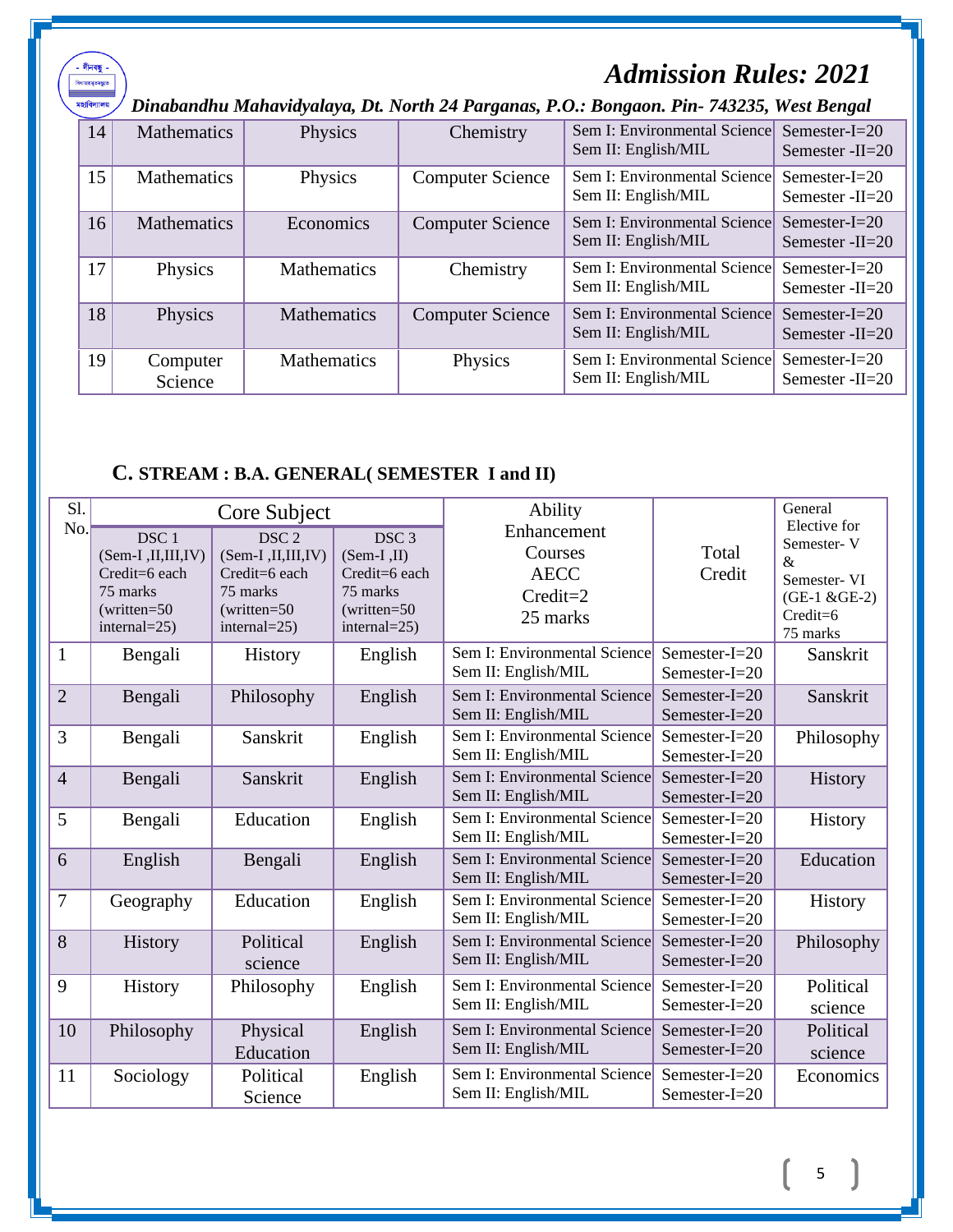| 14 | Mathematics | Physics | Chemistry | Sem I: Environmental Science<br>Sem II: English/MIL | Semester-I=20<br>Semester -II=20 |
|---|---|---|---|---|---|
| 15 | Mathematics | Physics | Computer Science | Sem I: Environmental Science<br>Sem II: English/MIL | Semester-I=20<br>Semester -II=20 |
| 16 | Mathematics | Economics | Computer Science | Sem I: Environmental Science<br>Sem II: English/MIL | Semester-I=20<br>Semester -II=20 |
| 17 | Physics | Mathematics | Chemistry | Sem I: Environmental Science<br>Sem II: English/MIL | Semester-I=20<br>Semester -II=20 |
| 18 | Physics | Mathematics | Computer Science | Sem I: Environmental Science<br>Sem II: English/MIL | Semester-I=20<br>Semester -II=20 |
| 19 | Computer Science | Mathematics | Physics | Sem I: Environmental Science<br>Sem II: English/MIL | Semester-I=20<br>Semester -II=20 |

## C. STREAM : B.A. GENERAL( SEMESTER I and II)

| Sl. No. | Core Subject | | | Ability Enhancement Courses AECC Credit=2 25 marks | Total Credit | General Elective for Semester- V & Semester- VI (GE-1 &GE-2) Credit=6 75 marks |
|---|---|---|---|---|---|---|
| | DSC 1 (Sem-I ,II,III,IV) Credit=6 each 75 marks (written=50 internal=25) | DSC 2 (Sem-I ,II,III,IV) Credit=6 each 75 marks (written=50 internal=25) | DSC 3 (Sem-I ,II) Credit=6 each 75 marks (written=50 internal=25) | | | |
| 1 | Bengali | History | English | Sem I: Environmental Science<br>Sem II: English/MIL | Semester-I=20<br>Semester-I=20 | Sanskrit |
| 2 | Bengali | Philosophy | English | Sem I: Environmental Science<br>Sem II: English/MIL | Semester-I=20<br>Semester-I=20 | Sanskrit |
| 3 | Bengali | Sanskrit | English | Sem I: Environmental Science<br>Sem II: English/MIL | Semester-I=20<br>Semester-I=20 | Philosophy |
| 4 | Bengali | Sanskrit | English | Sem I: Environmental Science<br>Sem II: English/MIL | Semester-I=20<br>Semester-I=20 | History |
| 5 | Bengali | Education | English | Sem I: Environmental Science<br>Sem II: English/MIL | Semester-I=20<br>Semester-I=20 | History |
| 6 | English | Bengali | English | Sem I: Environmental Science<br>Sem II: English/MIL | Semester-I=20<br>Semester-I=20 | Education |
| 7 | Geography | Education | English | Sem I: Environmental Science<br>Sem II: English/MIL | Semester-I=20<br>Semester-I=20 | History |
| 8 | History | Political science | English | Sem I: Environmental Science<br>Sem II: English/MIL | Semester-I=20<br>Semester-I=20 | Philosophy |
| 9 | History | Philosophy | English | Sem I: Environmental Science<br>Sem II: English/MIL | Semester-I=20<br>Semester-I=20 | Political science |
| 10 | Philosophy | Physical Education | English | Sem I: Environmental Science<br>Sem II: English/MIL | Semester-I=20<br>Semester-I=20 | Political science |
| 11 | Sociology | Political Science | English | Sem I: Environmental Science<br>Sem II: English/MIL | Semester-I=20<br>Semester-I=20 | Economics |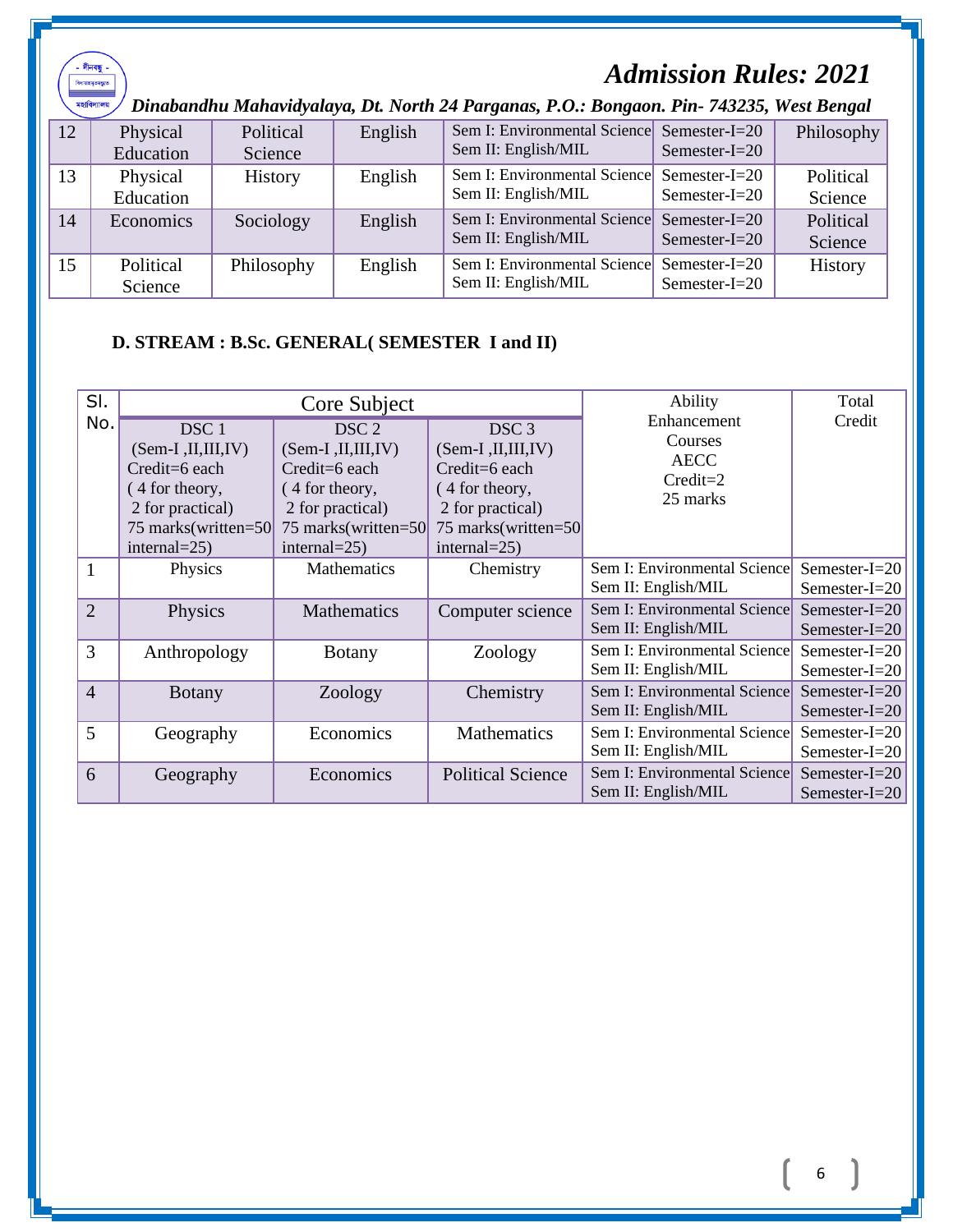| 12 | Physical Education | Political Science | English | Sem I: Environmental Science<br>Sem II: English/MIL | Semester-I=20<br>Semester-I=20 | Philosophy |
|---|---|---|---|---|---|---|
| 13 | Physical Education | History | English | Sem I: Environmental Science<br>Sem II: English/MIL | Semester-I=20<br>Semester-I=20 | Political Science |
| 14 | Economics | Sociology | English | Sem I: Environmental Science<br>Sem II: English/MIL | Semester-I=20<br>Semester-I=20 | Political Science |
| 15 | Political Science | Philosophy | English | Sem I: Environmental Science<br>Sem II: English/MIL | Semester-I=20<br>Semester-I=20 | History |

**D. STREAM : B.Sc. GENERAL( SEMESTER I and II)**

| Sl. No. | Core Subject | | | Ability Enhancement Courses AECC Credit=2 25 marks | Total Credit |
|---|---|---|---|---|---|
| | DSC 1 (Sem-I ,II,III,IV) Credit=6 each ( 4 for theory, 2 for practical) 75 marks(written=50 internal=25) | DSC 2 (Sem-I ,II,III,IV) Credit=6 each ( 4 for theory, 2 for practical) 75 marks(written=50 internal=25) | DSC 3 (Sem-I ,II,III,IV) Credit=6 each ( 4 for theory, 2 for practical) 75 marks(written=50 internal=25) | | |
| 1 | Physics | Mathematics | Chemistry | Sem I: Environmental Science<br>Sem II: English/MIL | Semester-I=20<br>Semester-I=20 |
| 2 | Physics | Mathematics | Computer science | Sem I: Environmental Science<br>Sem II: English/MIL | Semester-I=20<br>Semester-I=20 |
| 3 | Anthropology | Botany | Zoology | Sem I: Environmental Science<br>Sem II: English/MIL | Semester-I=20<br>Semester-I=20 |
| 4 | Botany | Zoology | Chemistry | Sem I: Environmental Science<br>Sem II: English/MIL | Semester-I=20<br>Semester-I=20 |
| 5 | Geography | Economics | Mathematics | Sem I: Environmental Science<br>Sem II: English/MIL | Semester-I=20<br>Semester-I=20 |
| 6 | Geography | Economics | Political Science | Sem I: Environmental Science<br>Sem II: English/MIL | Semester-I=20<br>Semester-I=20 |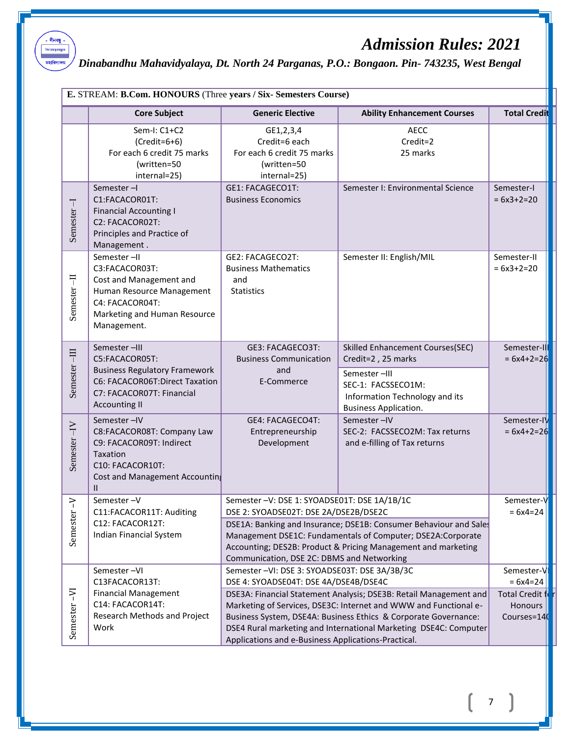# Admission Rules: 2021

*Dinabandhu Mahavidyalaya, Dt. North 24 Parganas, P.O.: Bongaon. Pin- 743235, West Bengal*

**E.** STREAM: **B.Com. HONOURS** (Three **years / Six- Semesters Course)**

| | Core Subject | Generic Elective | Ability Enhancement Courses | Total Credit |
|---|---|---|---|---|
| | Sem-I: C1+C2 (Credit=6+6) For each 6 credit 75 marks (written=50 internal=25) | GE1,2,3,4 Credit=6 each For each 6 credit 75 marks (written=50 internal=25) | AECC Credit=2 25 marks | |
| Semester –I | Semester –I C1:FACACOR01T: Financial Accounting I C2: FACACOR02T: Principles and Practice of Management . | GE1: FACAGECO1T: Business Economics | Semester I: Environmental Science | Semester-I = 6x3+2=20 |
| Semester –II | Semester –II C3:FACACOR03T: Cost and Management and Human Resource Management C4: FACACOR04T: Marketing and Human Resource Management. | GE2: FACAGECO2T: Business Mathematics and Statistics | Semester II: English/MIL | Semester-II = 6x3+2=20 |
| Semester –III | Semester –III C5:FACACOR05T: Business Regulatory Framework C6: FACACOR06T:Direct Taxation C7: FACACOR07T: Financial Accounting II | GE3: FACAGECO3T: Business Communication and E-Commerce | Skilled Enhancement Courses(SEC) Credit=2 , 25 marks<br>Semester –III SEC-1: FACSSECO1M: Information Technology and its Business Application. | Semester-III = 6x4+2=26 |
| Semester –IV | Semester –IV C8:FACACOR08T: Company Law C9: FACACOR09T: Indirect Taxation C10: FACACOR10T: Cost and Management Accounting II | GE4: FACAGECO4T: Entrepreneurship Development | Semester –IV SEC-2: FACSSECO2M: Tax returns and e-filling of Tax returns | Semester-IV = 6x4+2=26 |
| Semester –V | Semester –V C11:FACACOR11T: Auditing C12: FACACOR12T: Indian Financial System | Semester –V: DSE 1: SYOADSE01T: DSE 1A/1B/1C DSE 2: SYOADSE02T: DSE 2A/DSE2B/DSE2C<br>DSE1A: Banking and Insurance; DSE1B: Consumer Behaviour and Sales Management DSE1C: Fundamentals of Computer; DSE2A:Corporate Accounting; DES2B: Product & Pricing Management and marketing Communication, DSE 2C: DBMS and Networking | | Semester-V = 6x4=24 |
| Semester –VI | Semester –VI C13FACACOR13T: Financial Management C14: FACACOR14T: Research Methods and Project Work | Semester –VI: DSE 3: SYOADSE03T: DSE 3A/3B/3C DSE 4: SYOADSE04T: DSE 4A/DSE4B/DSE4C<br>DSE3A: Financial Statement Analysis; DSE3B: Retail Management and Marketing of Services, DSE3C: Internet and WWW and Functional e-Business System, DSE4A: Business Ethics & Corporate Governance: DSE4 Rural marketing and International Marketing DSE4C: Computer Applications and e-Business Applications-Practical. | | Semester-VI = 6x4=24<br>Total Credit for Honours Courses=140 |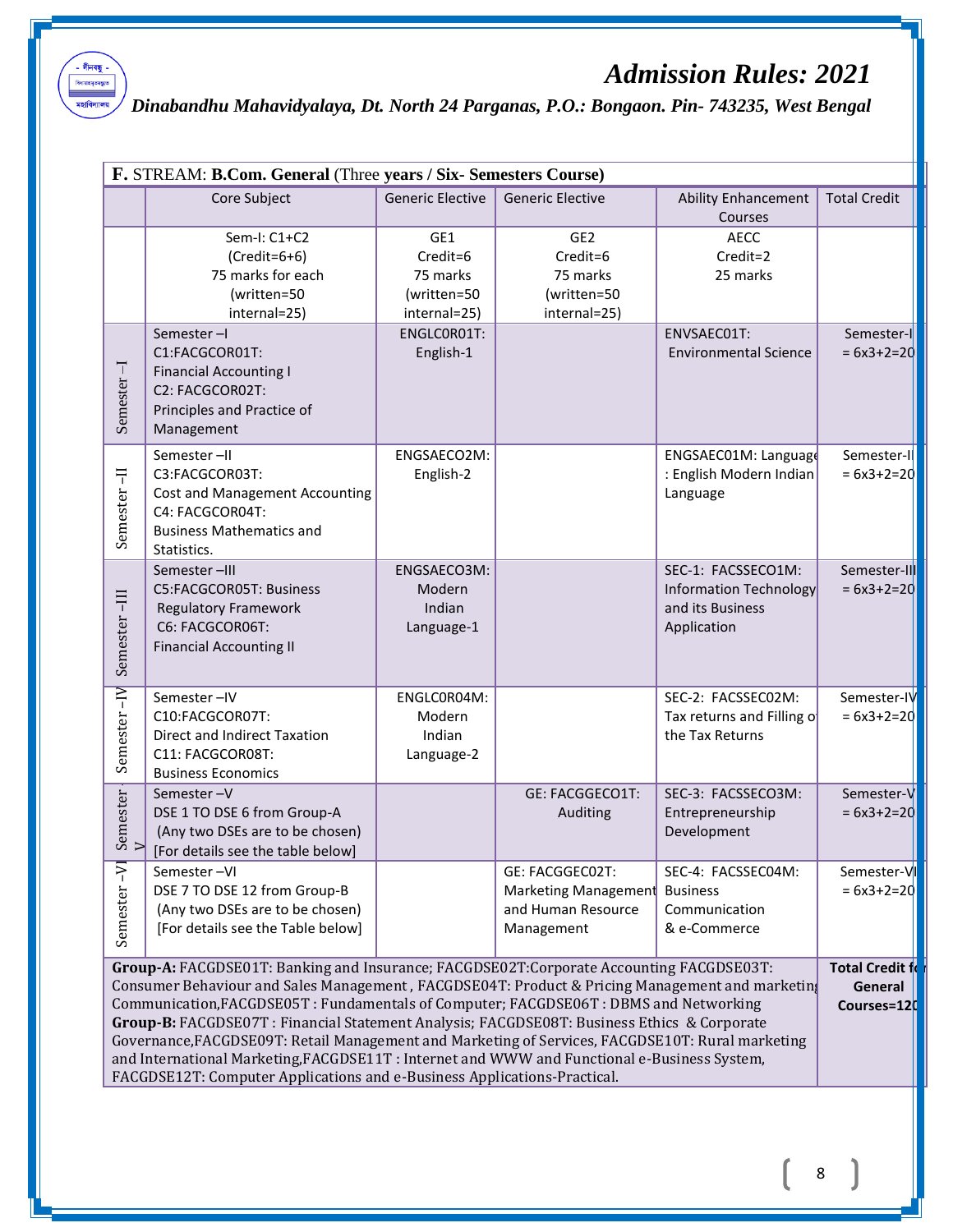**F.** STREAM: **B.Com. General** (Three **years / Six- Semesters Course)**

| | Core Subject | Generic Elective | Generic Elective | Ability Enhancement Courses | Total Credit |
|---|---|---|---|---|---|
| | Sem-I: C1+C2 (Credit=6+6) 75 marks for each (written=50 internal=25) | GE1 Credit=6 75 marks (written=50 internal=25) | GE2 Credit=6 75 marks (written=50 internal=25) | AECC Credit=2 25 marks | |
| Semester –I | Semester –I C1:FACGCOR01T: Financial Accounting I C2: FACGCOR02T: Principles and Practice of Management | ENGLCOR01T: English-1 | | ENVSAEC01T: Environmental Science | Semester-I = 6x3+2=20 |
| Semester –II | Semester –II C3:FACGCOR03T: Cost and Management Accounting C4: FACGCOR04T: Business Mathematics and Statistics. | ENGSAECO2M: English-2 | | ENGSAEC01M: Language: English Modern Indian Language | Semester-II = 6x3+2=20 |
| Semester –III | Semester –III C5:FACGCOR05T: Business Regulatory Framework C6: FACGCOR06T: Financial Accounting II | ENGSAECO3M: Modern Indian Language-1 | | SEC-1: FACSSECO1M: Information Technology and its Business Application | Semester-III = 6x3+2=20 |
| Semester –IV | Semester –IV C10:FACGCOR07T: Direct and Indirect Taxation C11: FACGCOR08T: Business Economics | ENGLCOR04M: Modern Indian Language-2 | | SEC-2: FACSSEC02M: Tax returns and Filling of the Tax Returns | Semester-IV = 6x3+2=20 |
| Semester –V | Semester –V DSE 1 TO DSE 6 from Group-A (Any two DSEs are to be chosen) [For details see the table below] | | GE: FACGGECO1T: Auditing | SEC-3: FACSSECO3M: Entrepreneurship Development | Semester-V = 6x3+2=20 |
| Semester –VI | Semester –VI DSE 7 TO DSE 12 from Group-B (Any two DSEs are to be chosen) [For details see the Table below] | | GE: FACGGEC02T: Marketing Management and Human Resource Management | SEC-4: FACSSEC04M: Business Communication & e-Commerce | Semester-VI = 6x3+2=20 |
| **Group-A:** FACGDSE01T: Banking and Insurance; FACGDSE02T:Corporate Accounting FACGDSE03T: Consumer Behaviour and Sales Management , FACGDSE04T: Product & Pricing Management and marketing Communication,FACGDSE05T : Fundamentals of Computer; FACGDSE06T : DBMS and Networking **Group-B:** FACGDSE07T : Financial Statement Analysis; FACGDSE08T: Business Ethics & Corporate Governance,FACGDSE09T: Retail Management and Marketing of Services, FACGDSE10T: Rural marketing and International Marketing,FACGDSE11T : Internet and WWW and Functional e-Business System, FACGDSE12T: Computer Applications and e-Business Applications-Practical. | | | | | **Total Credit for General Courses=120** |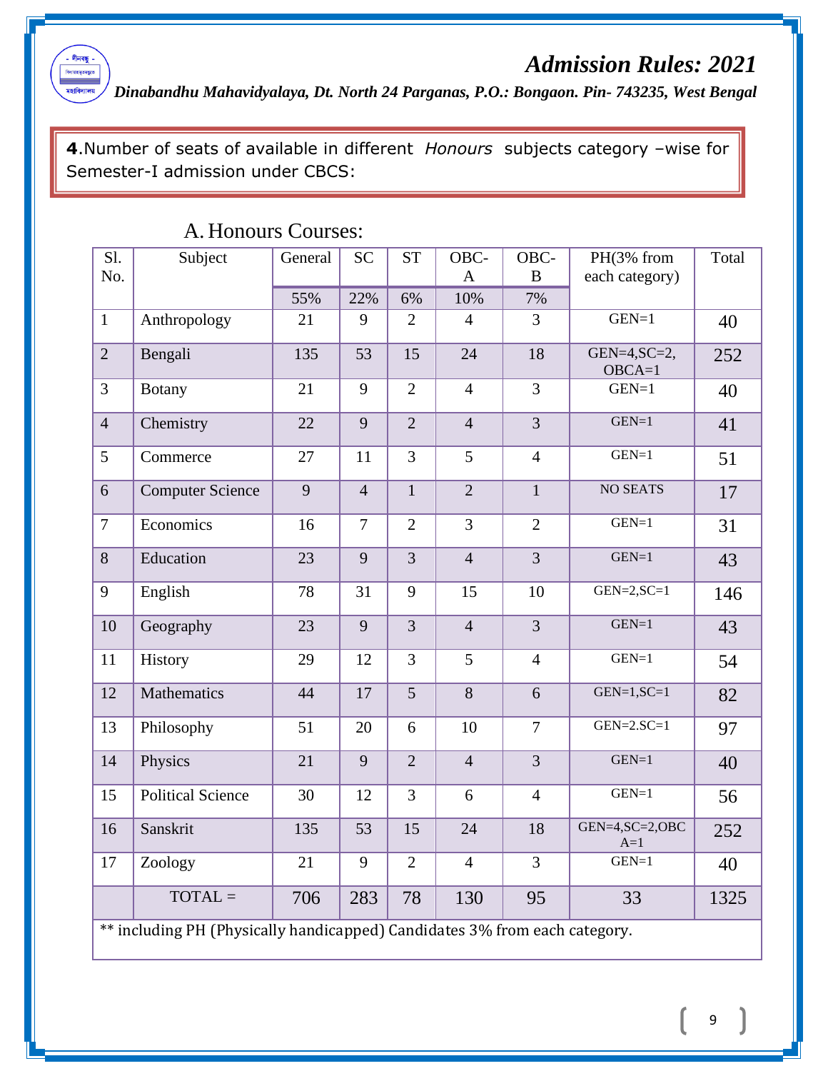**4**.Number of seats of available in different *Honours* subjects category –wise for Semester-I admission under CBCS:

## A. Honours Courses:

| Sl. No. | Subject | General | SC | ST | OBC-A | OBC-B | PH(3% from each category) | Total |
|---|---|---|---|---|---|---|---|---|
| | | 55% | 22% | 6% | 10% | 7% | | |
| 1 | Anthropology | 21 | 9 | 2 | 4 | 3 | GEN=1 | 40 |
| 2 | Bengali | 135 | 53 | 15 | 24 | 18 | GEN=4,SC=2, OBCA=1 | 252 |
| 3 | Botany | 21 | 9 | 2 | 4 | 3 | GEN=1 | 40 |
| 4 | Chemistry | 22 | 9 | 2 | 4 | 3 | GEN=1 | 41 |
| 5 | Commerce | 27 | 11 | 3 | 5 | 4 | GEN=1 | 51 |
| 6 | Computer Science | 9 | 4 | 1 | 2 | 1 | NO SEATS | 17 |
| 7 | Economics | 16 | 7 | 2 | 3 | 2 | GEN=1 | 31 |
| 8 | Education | 23 | 9 | 3 | 4 | 3 | GEN=1 | 43 |
| 9 | English | 78 | 31 | 9 | 15 | 10 | GEN=2,SC=1 | 146 |
| 10 | Geography | 23 | 9 | 3 | 4 | 3 | GEN=1 | 43 |
| 11 | History | 29 | 12 | 3 | 5 | 4 | GEN=1 | 54 |
| 12 | Mathematics | 44 | 17 | 5 | 8 | 6 | GEN=1,SC=1 | 82 |
| 13 | Philosophy | 51 | 20 | 6 | 10 | 7 | GEN=2.SC=1 | 97 |
| 14 | Physics | 21 | 9 | 2 | 4 | 3 | GEN=1 | 40 |
| 15 | Political Science | 30 | 12 | 3 | 6 | 4 | GEN=1 | 56 |
| 16 | Sanskrit | 135 | 53 | 15 | 24 | 18 | GEN=4,SC=2,OBC A=1 | 252 |
| 17 | Zoology | 21 | 9 | 2 | 4 | 3 | GEN=1 | 40 |
| | TOTAL = | 706 | 283 | 78 | 130 | 95 | 33 | 1325 |

** including PH (Physically handicapped) Candidates 3% from each category.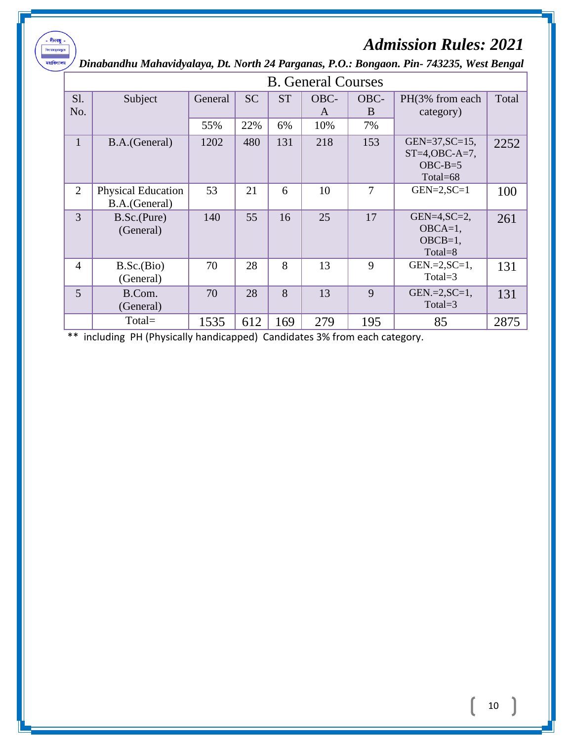## B. General Courses

| Sl. No. | Subject | General | SC | ST | OBC-A | OBC-B | PH(3% from each category) | Total |
|---|---|---|---|---|---|---|---|---|
| | | 55% | 22% | 6% | 10% | 7% | | |
| 1 | B.A.(General) | 1202 | 480 | 131 | 218 | 153 | GEN=37,SC=15, ST=4,OBC-A=7, OBC-B=5 Total=68 | 2252 |
| 2 | Physical Education B.A.(General) | 53 | 21 | 6 | 10 | 7 | GEN=2,SC=1 | 100 |
| 3 | B.Sc.(Pure) (General) | 140 | 55 | 16 | 25 | 17 | GEN=4,SC=2, OBCA=1, OBCB=1, Total=8 | 261 |
| 4 | B.Sc.(Bio) (General) | 70 | 28 | 8 | 13 | 9 | GEN.=2,SC=1, Total=3 | 131 |
| 5 | B.Com. (General) | 70 | 28 | 8 | 13 | 9 | GEN.=2,SC=1, Total=3 | 131 |
| | Total= | 1535 | 612 | 169 | 279 | 195 | 85 | 2875 |

** including PH (Physically handicapped) Candidates 3% from each category.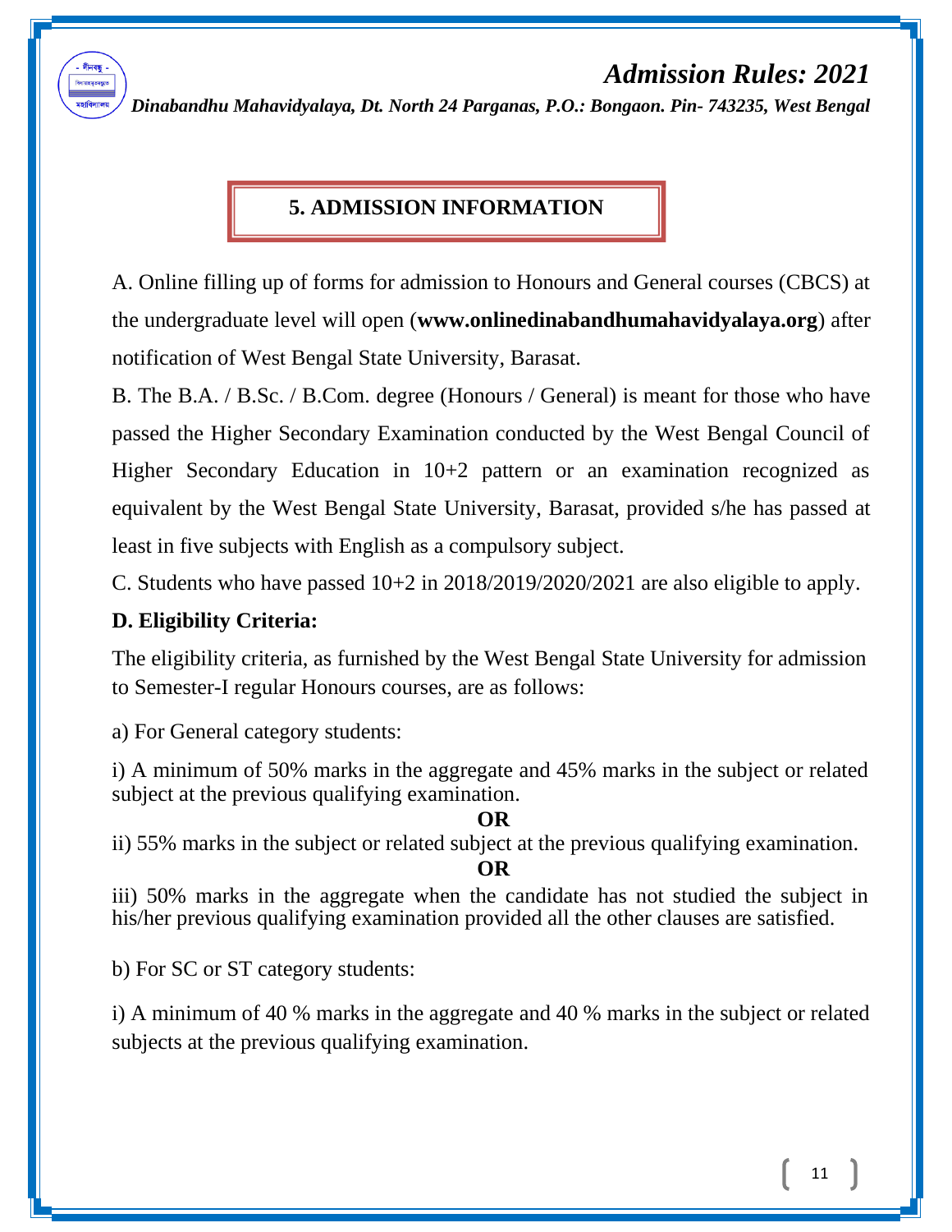## 5. ADMISSION INFORMATION

A. Online filling up of forms for admission to Honours and General courses (CBCS) at the undergraduate level will open (**www.onlinedinabandhumahavidyalaya.org**) after notification of West Bengal State University, Barasat.

B. The B.A. / B.Sc. / B.Com. degree (Honours / General) is meant for those who have passed the Higher Secondary Examination conducted by the West Bengal Council of Higher Secondary Education in 10+2 pattern or an examination recognized as equivalent by the West Bengal State University, Barasat, provided s/he has passed at least in five subjects with English as a compulsory subject.

C. Students who have passed 10+2 in 2018/2019/2020/2021 are also eligible to apply.

**D. Eligibility Criteria:**

The eligibility criteria, as furnished by the West Bengal State University for admission to Semester-I regular Honours courses, are as follows:

a) For General category students:

i) A minimum of 50% marks in the aggregate and 45% marks in the subject or related subject at the previous qualifying examination.

**OR**

ii) 55% marks in the subject or related subject at the previous qualifying examination.

**OR**

iii) 50% marks in the aggregate when the candidate has not studied the subject in his/her previous qualifying examination provided all the other clauses are satisfied.

b) For SC or ST category students:

i) A minimum of 40 % marks in the aggregate and 40 % marks in the subject or related subjects at the previous qualifying examination.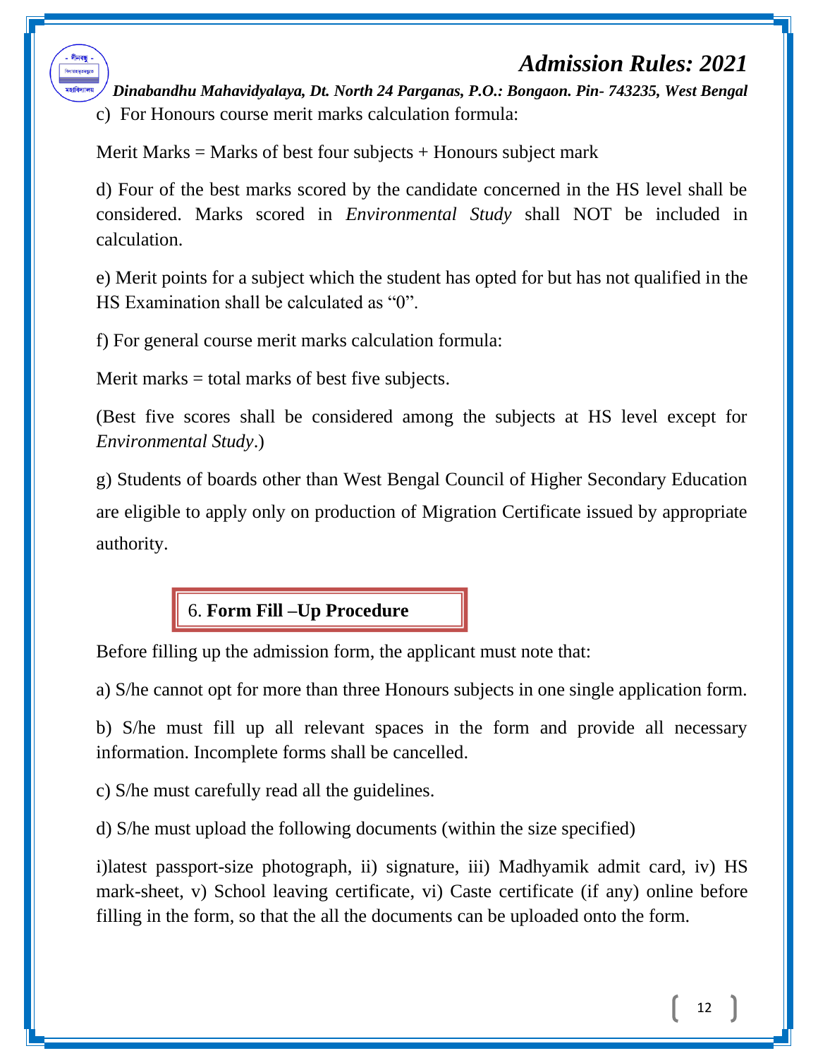c) For Honours course merit marks calculation formula:

Merit Marks = Marks of best four subjects + Honours subject mark

d) Four of the best marks scored by the candidate concerned in the HS level shall be considered. Marks scored in *Environmental Study* shall NOT be included in calculation.

e) Merit points for a subject which the student has opted for but has not qualified in the HS Examination shall be calculated as "0".

f) For general course merit marks calculation formula:

Merit marks = total marks of best five subjects.

(Best five scores shall be considered among the subjects at HS level except for *Environmental Study*.)

g) Students of boards other than West Bengal Council of Higher Secondary Education are eligible to apply only on production of Migration Certificate issued by appropriate authority.

## 6. **Form Fill –Up Procedure**

Before filling up the admission form, the applicant must note that:

a) S/he cannot opt for more than three Honours subjects in one single application form.

b) S/he must fill up all relevant spaces in the form and provide all necessary information. Incomplete forms shall be cancelled.

c) S/he must carefully read all the guidelines.

d) S/he must upload the following documents (within the size specified)

i)latest passport-size photograph, ii) signature, iii) Madhyamik admit card, iv) HS mark-sheet, v) School leaving certificate, vi) Caste certificate (if any) online before filling in the form, so that the all the documents can be uploaded onto the form.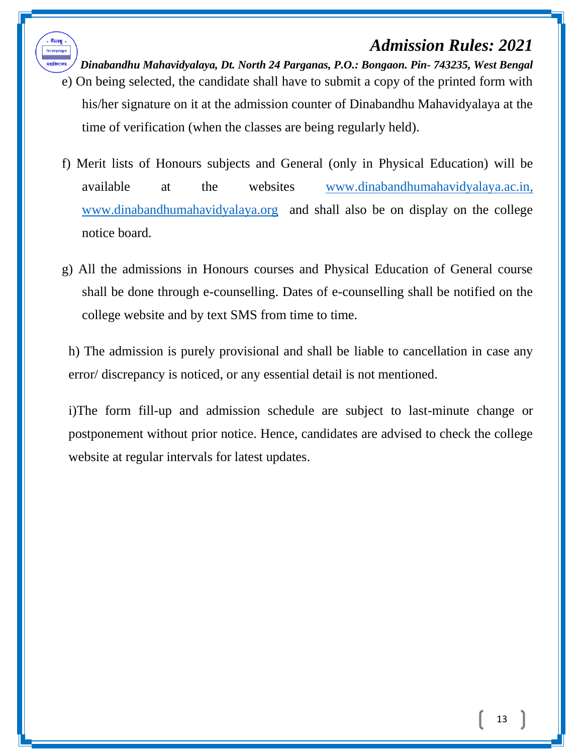e) On being selected, the candidate shall have to submit a copy of the printed form with his/her signature on it at the admission counter of Dinabandhu Mahavidyalaya at the time of verification (when the classes are being regularly held).

f) Merit lists of Honours subjects and General (only in Physical Education) will be available at the websites www.dinabandhumahavidyalaya.ac.in, www.dinabandhumahavidyalaya.org and shall also be on display on the college notice board.

g) All the admissions in Honours courses and Physical Education of General course shall be done through e-counselling. Dates of e-counselling shall be notified on the college website and by text SMS from time to time.

h) The admission is purely provisional and shall be liable to cancellation in case any error/ discrepancy is noticed, or any essential detail is not mentioned.

i)The form fill-up and admission schedule are subject to last-minute change or postponement without prior notice. Hence, candidates are advised to check the college website at regular intervals for latest updates.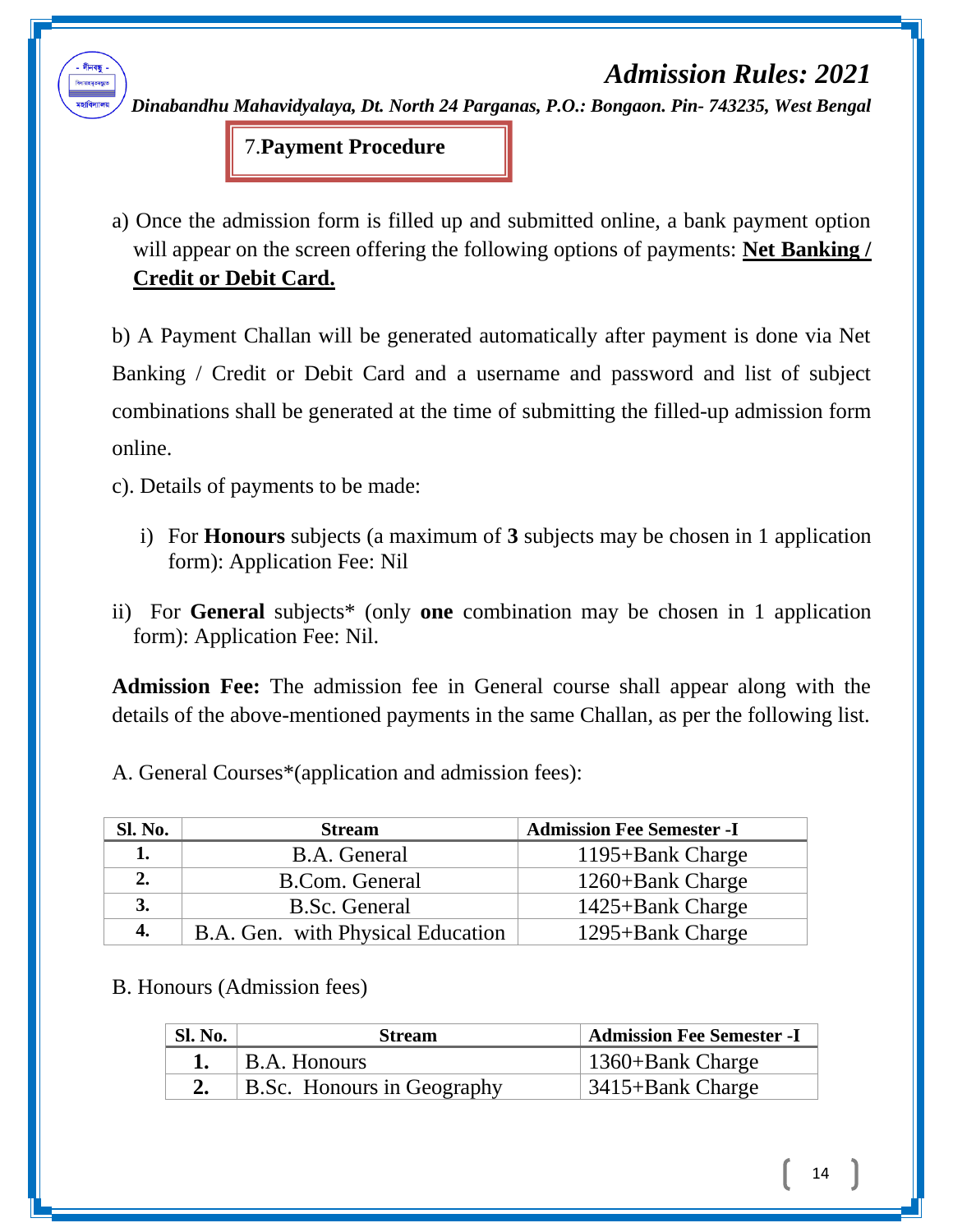## 7.**Payment Procedure**

a) Once the admission form is filled up and submitted online, a bank payment option will appear on the screen offering the following options of payments: **Net Banking / Credit or Debit Card.**

b) A Payment Challan will be generated automatically after payment is done via Net Banking / Credit or Debit Card and a username and password and list of subject combinations shall be generated at the time of submitting the filled-up admission form online.

c). Details of payments to be made:

i) For **Honours** subjects (a maximum of **3** subjects may be chosen in 1 application form): Application Fee: Nil

ii) For **General** subjects* (only **one** combination may be chosen in 1 application form): Application Fee: Nil.

**Admission Fee:** The admission fee in General course shall appear along with the details of the above-mentioned payments in the same Challan, as per the following list.

A. General Courses*(application and admission fees):

| Sl. No. | Stream | Admission Fee Semester -I |
|---|---|---|
| 1. | B.A. General | 1195+Bank Charge |
| 2. | B.Com. General | 1260+Bank Charge |
| 3. | B.Sc. General | 1425+Bank Charge |
| 4. | B.A. Gen. with Physical Education | 1295+Bank Charge |

B. Honours (Admission fees)

| Sl. No. | Stream | Admission Fee Semester -I |
|---|---|---|
| 1. | B.A. Honours | 1360+Bank Charge |
| 2. | B.Sc. Honours in Geography | 3415+Bank Charge |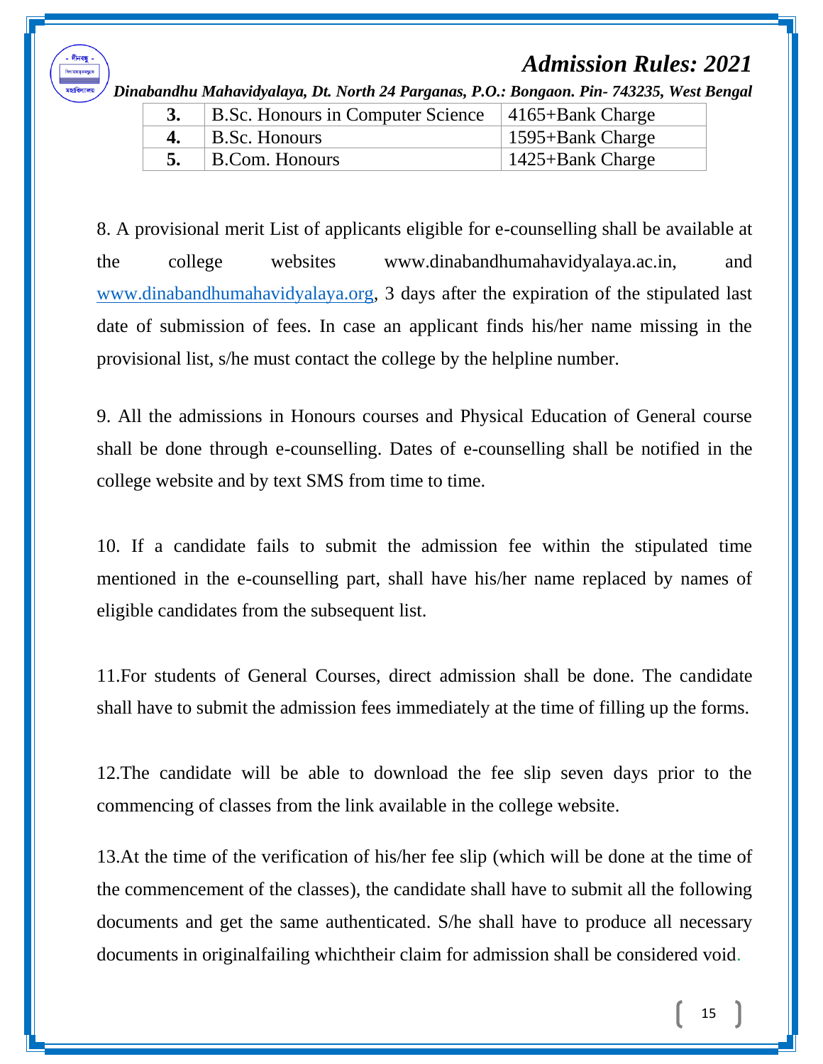| 3. | B.Sc. Honours in Computer Science | 4165+Bank Charge |
|---|---|---|
| 4. | B.Sc. Honours | 1595+Bank Charge |
| 5. | B.Com. Honours | 1425+Bank Charge |

8. A provisional merit List of applicants eligible for e-counselling shall be available at the college websites www.dinabandhumahavidyalaya.ac.in, and www.dinabandhumahavidyalaya.org, 3 days after the expiration of the stipulated last date of submission of fees. In case an applicant finds his/her name missing in the provisional list, s/he must contact the college by the helpline number.

9. All the admissions in Honours courses and Physical Education of General course shall be done through e-counselling. Dates of e-counselling shall be notified in the college website and by text SMS from time to time.

10. If a candidate fails to submit the admission fee within the stipulated time mentioned in the e-counselling part, shall have his/her name replaced by names of eligible candidates from the subsequent list.

11.For students of General Courses, direct admission shall be done. The candidate shall have to submit the admission fees immediately at the time of filling up the forms.

12.The candidate will be able to download the fee slip seven days prior to the commencing of classes from the link available in the college website.

13.At the time of the verification of his/her fee slip (which will be done at the time of the commencement of the classes), the candidate shall have to submit all the following documents and get the same authenticated. S/he shall have to produce all necessary documents in originalfailing whichtheir claim for admission shall be considered void.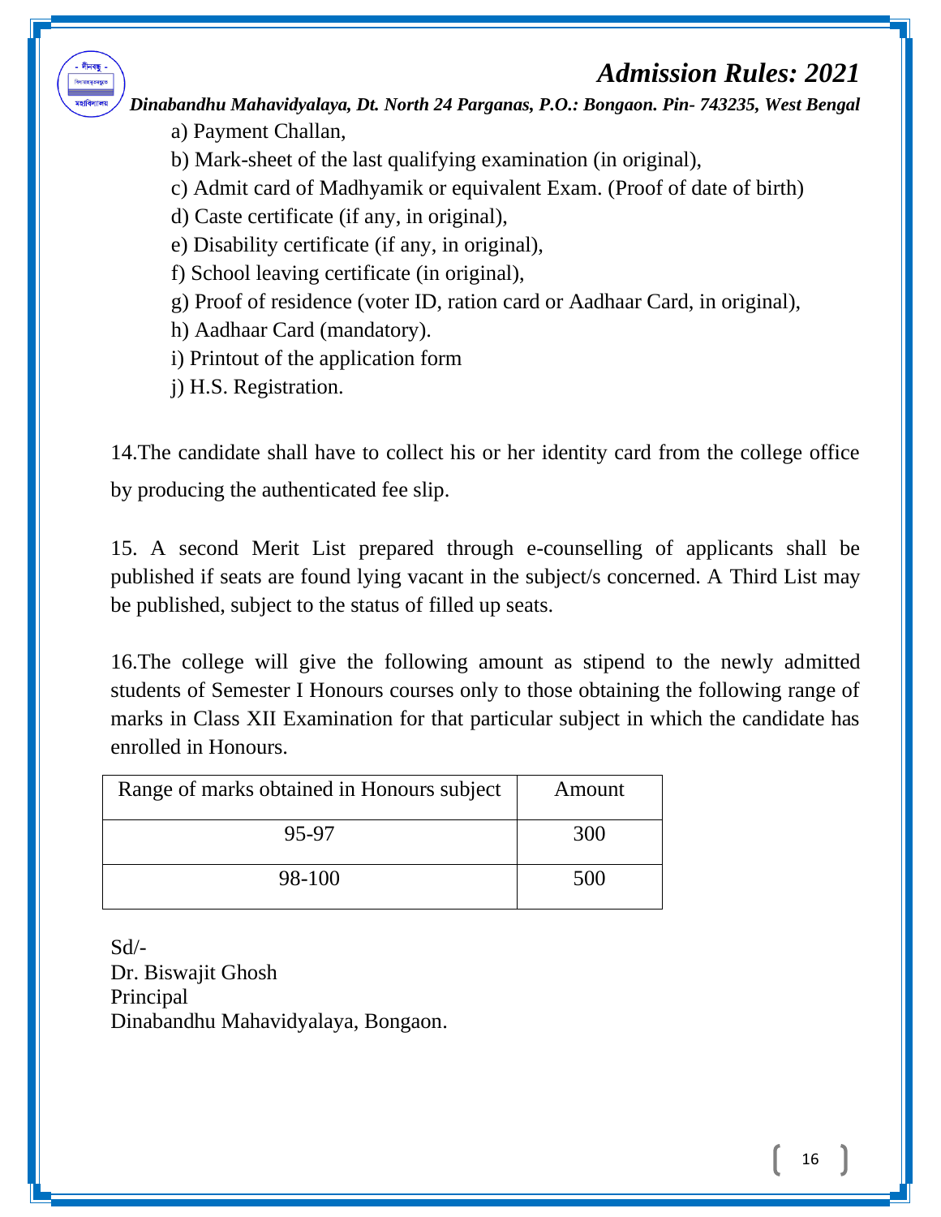a) Payment Challan,

b) Mark-sheet of the last qualifying examination (in original),

c) Admit card of Madhyamik or equivalent Exam. (Proof of date of birth)

d) Caste certificate (if any, in original),

e) Disability certificate (if any, in original),

f) School leaving certificate (in original),

g) Proof of residence (voter ID, ration card or Aadhaar Card, in original),

h) Aadhaar Card (mandatory).

i) Printout of the application form

j) H.S. Registration.

14.The candidate shall have to collect his or her identity card from the college office by producing the authenticated fee slip.

15. A second Merit List prepared through e-counselling of applicants shall be published if seats are found lying vacant in the subject/s concerned. A Third List may be published, subject to the status of filled up seats.

16.The college will give the following amount as stipend to the newly admitted students of Semester I Honours courses only to those obtaining the following range of marks in Class XII Examination for that particular subject in which the candidate has enrolled in Honours.

| Range of marks obtained in Honours subject | Amount |
|---|---|
| 95-97 | 300 |
| 98-100 | 500 |

Sd/-
Dr. Biswajit Ghosh
Principal
Dinabandhu Mahavidyalaya, Bongaon.